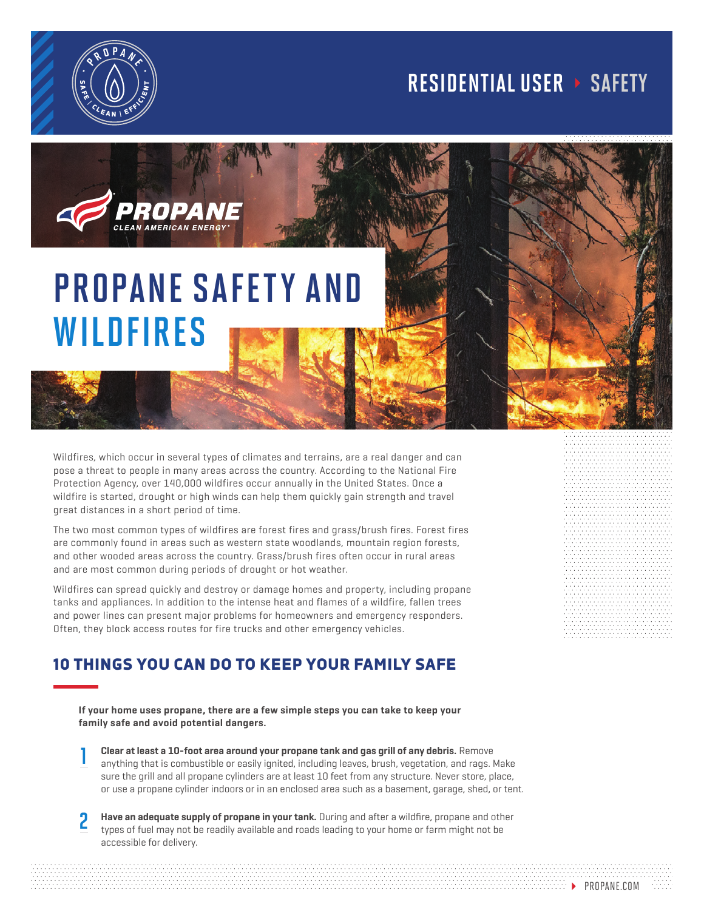RESIDENTIAL USER ▸ SAFETY

# PROPANE SAFETY AND WILDFIRES

Wildfires, which occur in several types of climates and terrains, are a real danger and can pose a threat to people in many areas across the country. According to the National Fire Protection Agency, over 140,000 wildfires occur annually in the United States. Once a wildfire is started, drought or high winds can help them quickly gain strength and travel great distances in a short period of time.

The two most common types of wildfires are forest fires and grass/brush fires. Forest fires are commonly found in areas such as western state woodlands, mountain region forests, and other wooded areas across the country. Grass/brush fires often occur in rural areas and are most common during periods of drought or hot weather.

Wildfires can spread quickly and destroy or damage homes and property, including propane tanks and appliances. In addition to the intense heat and flames of a wildfire, fallen trees and power lines can present major problems for homeowners and emergency responders. Often, they block access routes for fire trucks and other emergency vehicles.

## 10 THINGS YOU CAN DO TO KEEP YOUR FAMILY SAFE

**If your home uses propane, there are a few simple steps you can take to keep your family safe and avoid potential dangers.**

1. **Clear at least a 10-foot area around your propane tank and gas grill of any debris.** Remove anything that is combustible or easily ignited, including leaves, brush, vegetation, and rags. Make sure the grill and all propane cylinders are at least 10 feet from any structure. Never store, place, or use a propane cylinder indoors or in an enclosed area such as a basement, garage, shed, or tent.

2. **Have an adequate supply of propane in your tank.** During and after a wildfire, propane and other types of fuel may not be readily available and roads leading to your home or farm might not be accessible for delivery.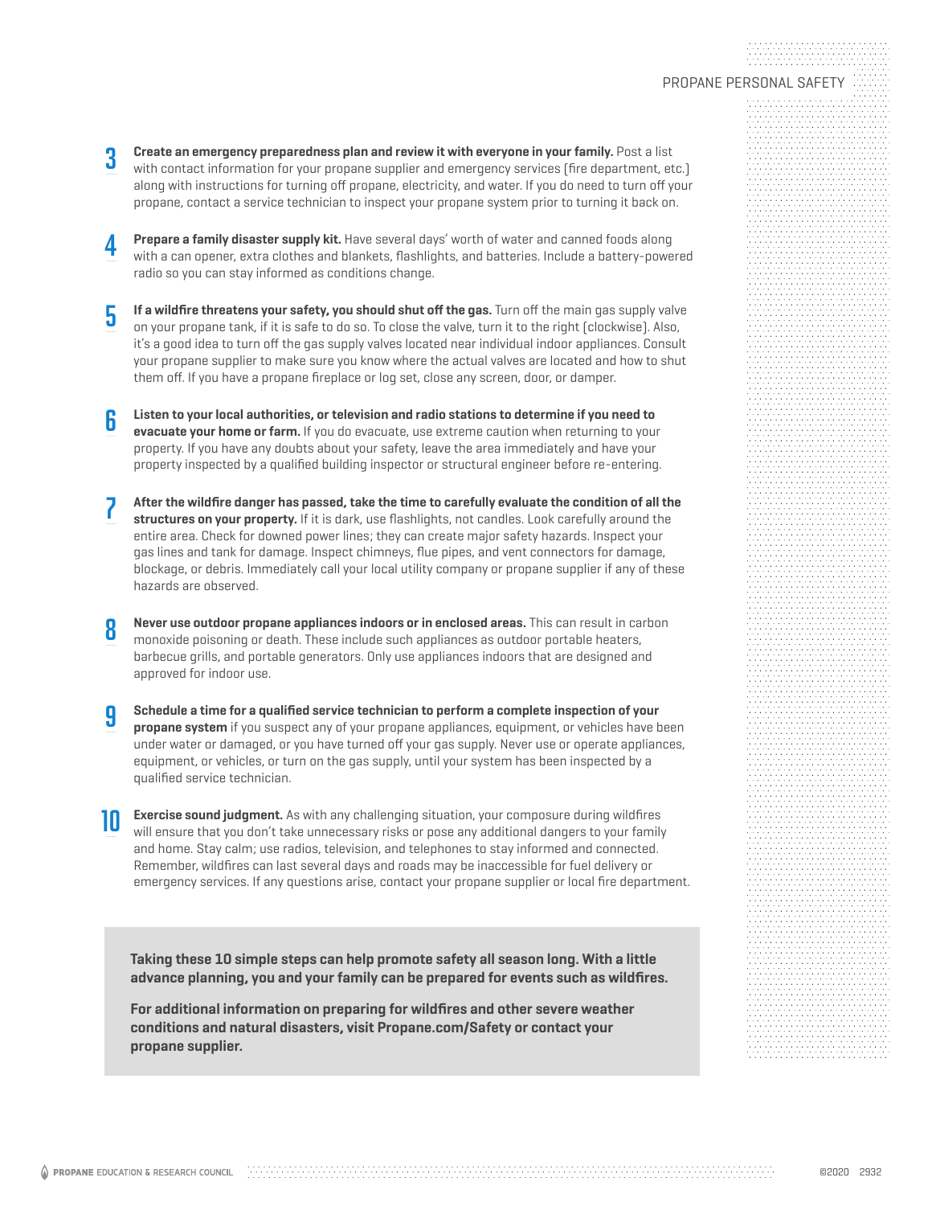3. **Create an emergency preparedness plan and review it with everyone in your family.** Post a list with contact information for your propane supplier and emergency services (fire department, etc.) along with instructions for turning off propane, electricity, and water. If you do need to turn off your propane, contact a service technician to inspect your propane system prior to turning it back on.

4. **Prepare a family disaster supply kit.** Have several days' worth of water and canned foods along with a can opener, extra clothes and blankets, flashlights, and batteries. Include a battery-powered radio so you can stay informed as conditions change.

5. **If a wildfire threatens your safety, you should shut off the gas.** Turn off the main gas supply valve on your propane tank, if it is safe to do so. To close the valve, turn it to the right (clockwise). Also, it's a good idea to turn off the gas supply valves located near individual indoor appliances. Consult your propane supplier to make sure you know where the actual valves are located and how to shut them off. If you have a propane fireplace or log set, close any screen, door, or damper.

6. **Listen to your local authorities, or television and radio stations to determine if you need to evacuate your home or farm.** If you do evacuate, use extreme caution when returning to your property. If you have any doubts about your safety, leave the area immediately and have your property inspected by a qualified building inspector or structural engineer before re-entering.

7. **After the wildfire danger has passed, take the time to carefully evaluate the condition of all the structures on your property.** If it is dark, use flashlights, not candles. Look carefully around the entire area. Check for downed power lines; they can create major safety hazards. Inspect your gas lines and tank for damage. Inspect chimneys, flue pipes, and vent connectors for damage, blockage, or debris. Immediately call your local utility company or propane supplier if any of these hazards are observed.

8. **Never use outdoor propane appliances indoors or in enclosed areas.** This can result in carbon monoxide poisoning or death. These include such appliances as outdoor portable heaters, barbecue grills, and portable generators. Only use appliances indoors that are designed and approved for indoor use.

9. **Schedule a time for a qualified service technician to perform a complete inspection of your propane system** if you suspect any of your propane appliances, equipment, or vehicles have been under water or damaged, or you have turned off your gas supply. Never use or operate appliances, equipment, or vehicles, or turn on the gas supply, until your system has been inspected by a qualified service technician.

10. **Exercise sound judgment.** As with any challenging situation, your composure during wildfires will ensure that you don't take unnecessary risks or pose any additional dangers to your family and home. Stay calm; use radios, television, and telephones to stay informed and connected. Remember, wildfires can last several days and roads may be inaccessible for fuel delivery or emergency services. If any questions arise, contact your propane supplier or local fire department.

**Taking these 10 simple steps can help promote safety all season long. With a little advance planning, you and your family can be prepared for events such as wildfires.**

**For additional information on preparing for wildfires and other severe weather conditions and natural disasters, visit Propane.com/Safety or contact your propane supplier.**

**PROPANE** EDUCATION & RESEARCH COUNCIL ©2020 2932